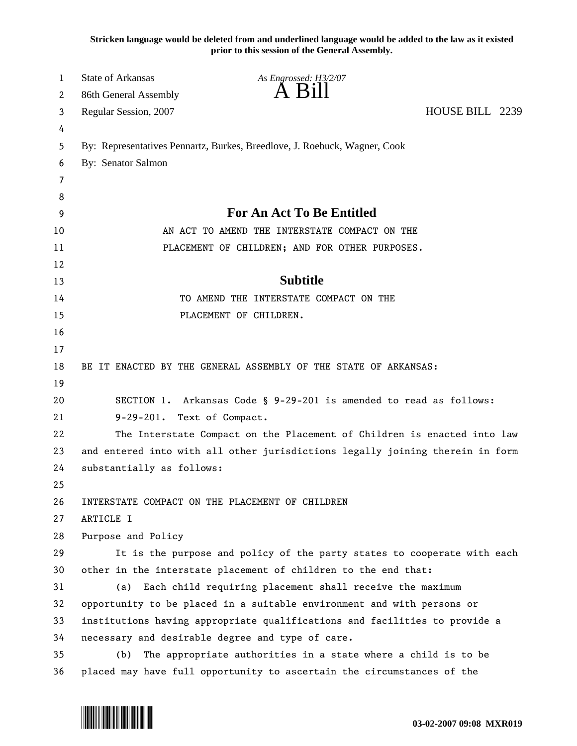**Stricken language would be deleted from and underlined language would be added to the law as it existed prior to this session of the General Assembly.**

State of Arkansas *As Engrossed: H3/2/07*

86th General Assembly

# A Bill

Regular Session, 2007 HOUSE BILL 2239

By: Representatives Pennartz, Burkes, Breedlove, J. Roebuck, Wagner, Cook

By: Senator Salmon

## For An Act To Be Entitled

AN ACT TO AMEND THE INTERSTATE COMPACT ON THE PLACEMENT OF CHILDREN; AND FOR OTHER PURPOSES.

## Subtitle

TO AMEND THE INTERSTATE COMPACT ON THE PLACEMENT OF CHILDREN.

BE IT ENACTED BY THE GENERAL ASSEMBLY OF THE STATE OF ARKANSAS:

SECTION 1. Arkansas Code § 9-29-201 is amended to read as follows:

9-29-201. Text of Compact.

The Interstate Compact on the Placement of Children is enacted into law and entered into with all other jurisdictions legally joining therein in form substantially as follows:

INTERSTATE COMPACT ON THE PLACEMENT OF CHILDREN

ARTICLE I

Purpose and Policy

It is the purpose and policy of the party states to cooperate with each other in the interstate placement of children to the end that:

(a) Each child requiring placement shall receive the maximum opportunity to be placed in a suitable environment and with persons or institutions having appropriate qualifications and facilities to provide a necessary and desirable degree and type of care.

(b) The appropriate authorities in a state where a child is to be placed may have full opportunity to ascertain the circumstances of the

03-02-2007 09:08 MXR019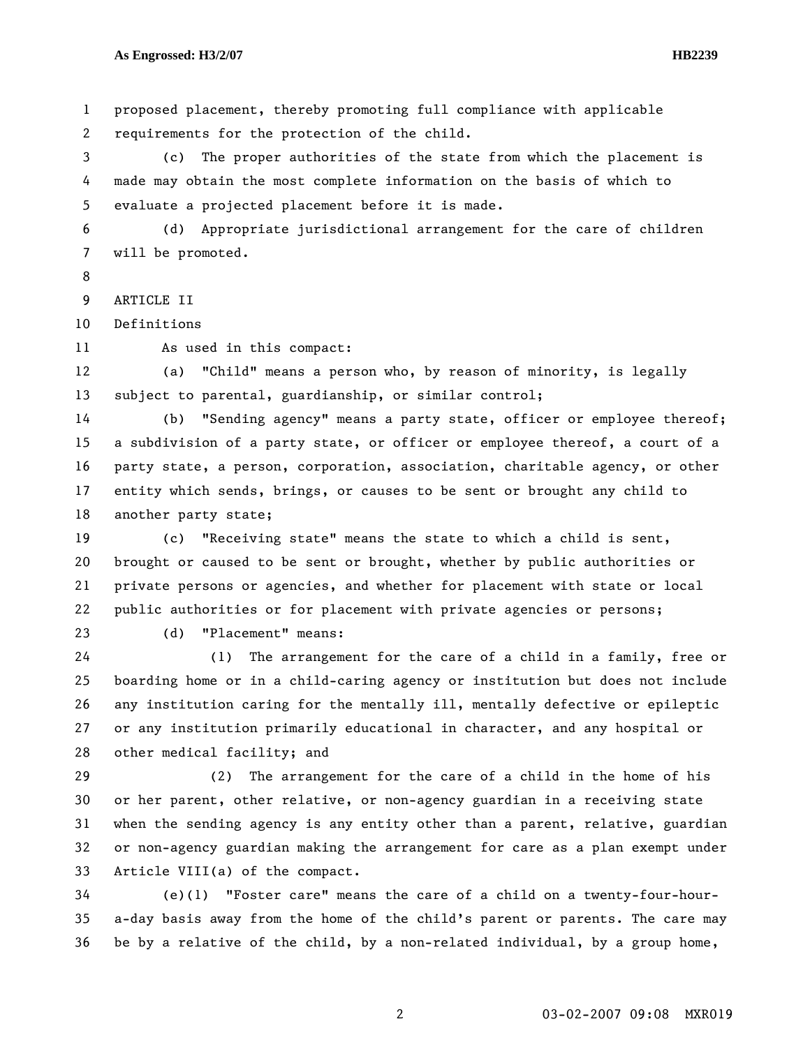proposed placement, thereby promoting full compliance with applicable requirements for the protection of the child.

(c) The proper authorities of the state from which the placement is made may obtain the most complete information on the basis of which to evaluate a projected placement before it is made.

(d) Appropriate jurisdictional arrangement for the care of children will be promoted.

ARTICLE II

Definitions

As used in this compact:

(a) "Child" means a person who, by reason of minority, is legally subject to parental, guardianship, or similar control;

(b) "Sending agency" means a party state, officer or employee thereof; a subdivision of a party state, or officer or employee thereof, a court of a party state, a person, corporation, association, charitable agency, or other entity which sends, brings, or causes to be sent or brought any child to another party state;

(c) "Receiving state" means the state to which a child is sent, brought or caused to be sent or brought, whether by public authorities or private persons or agencies, and whether for placement with state or local public authorities or for placement with private agencies or persons;

(d) "Placement" means:

(1) The arrangement for the care of a child in a family, free or boarding home or in a child-caring agency or institution but does not include any institution caring for the mentally ill, mentally defective or epileptic or any institution primarily educational in character, and any hospital or other medical facility; and

(2) The arrangement for the care of a child in the home of his or her parent, other relative, or non-agency guardian in a receiving state when the sending agency is any entity other than a parent, relative, guardian or non-agency guardian making the arrangement for care as a plan exempt under Article VIII(a) of the compact.

(e)(1) "Foster care" means the care of a child on a twenty-four-hour-a-day basis away from the home of the child's parent or parents. The care may be by a relative of the child, by a non-related individual, by a group home,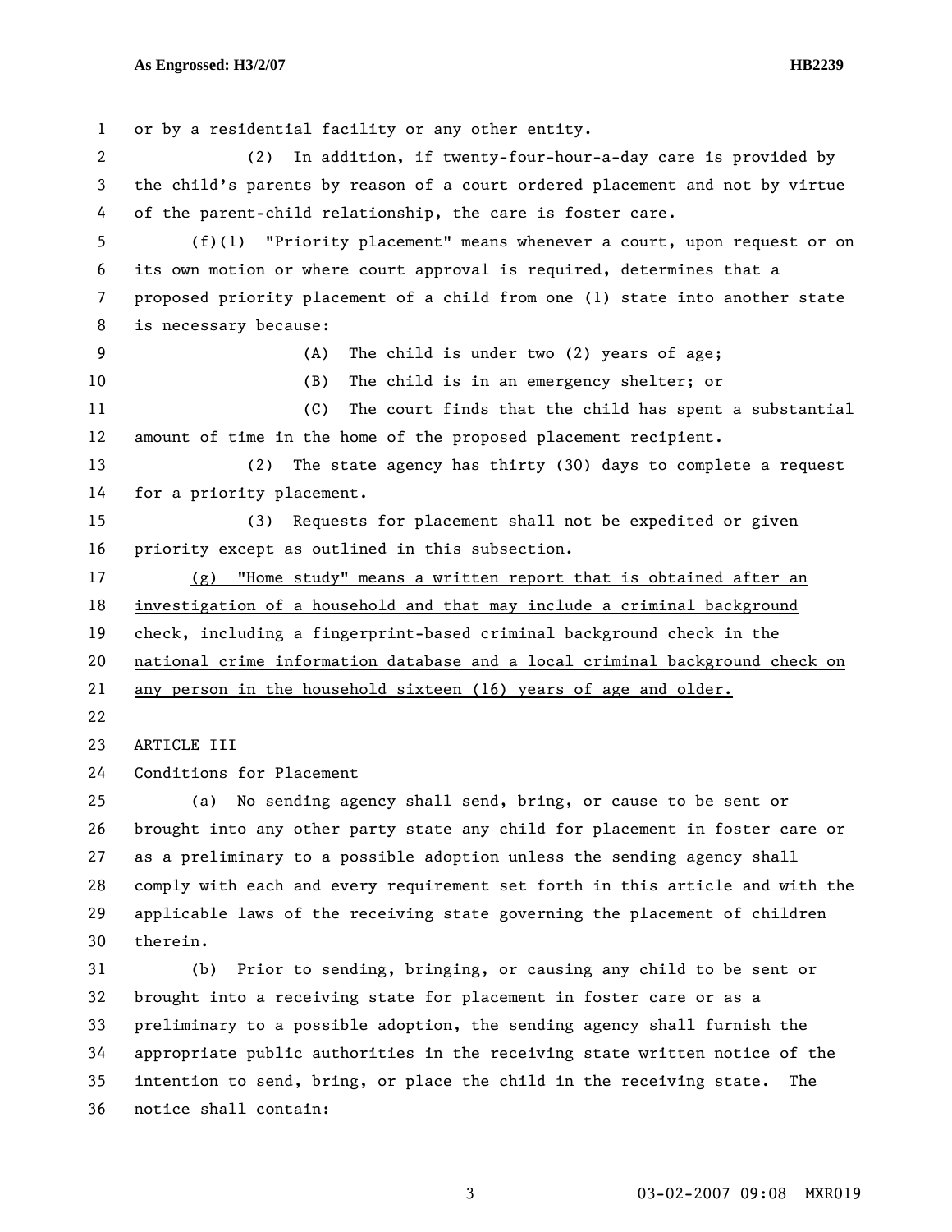or by a residential facility or any other entity.

(2) In addition, if twenty-four-hour-a-day care is provided by the child's parents by reason of a court ordered placement and not by virtue of the parent-child relationship, the care is foster care.

(f)(1) "Priority placement" means whenever a court, upon request or on its own motion or where court approval is required, determines that a proposed priority placement of a child from one (1) state into another state is necessary because:

(A) The child is under two (2) years of age;

(B) The child is in an emergency shelter; or

(C) The court finds that the child has spent a substantial amount of time in the home of the proposed placement recipient.

(2) The state agency has thirty (30) days to complete a request for a priority placement.

(3) Requests for placement shall not be expedited or given priority except as outlined in this subsection.

<u>(g) "Home study" means a written report that is obtained after an investigation of a household and that may include a criminal background check, including a fingerprint-based criminal background check in the national crime information database and a local criminal background check on any person in the household sixteen (16) years of age and older.</u>

ARTICLE III

Conditions for Placement

(a) No sending agency shall send, bring, or cause to be sent or brought into any other party state any child for placement in foster care or as a preliminary to a possible adoption unless the sending agency shall comply with each and every requirement set forth in this article and with the applicable laws of the receiving state governing the placement of children therein.

(b) Prior to sending, bringing, or causing any child to be sent or brought into a receiving state for placement in foster care or as a preliminary to a possible adoption, the sending agency shall furnish the appropriate public authorities in the receiving state written notice of the intention to send, bring, or place the child in the receiving state. The notice shall contain: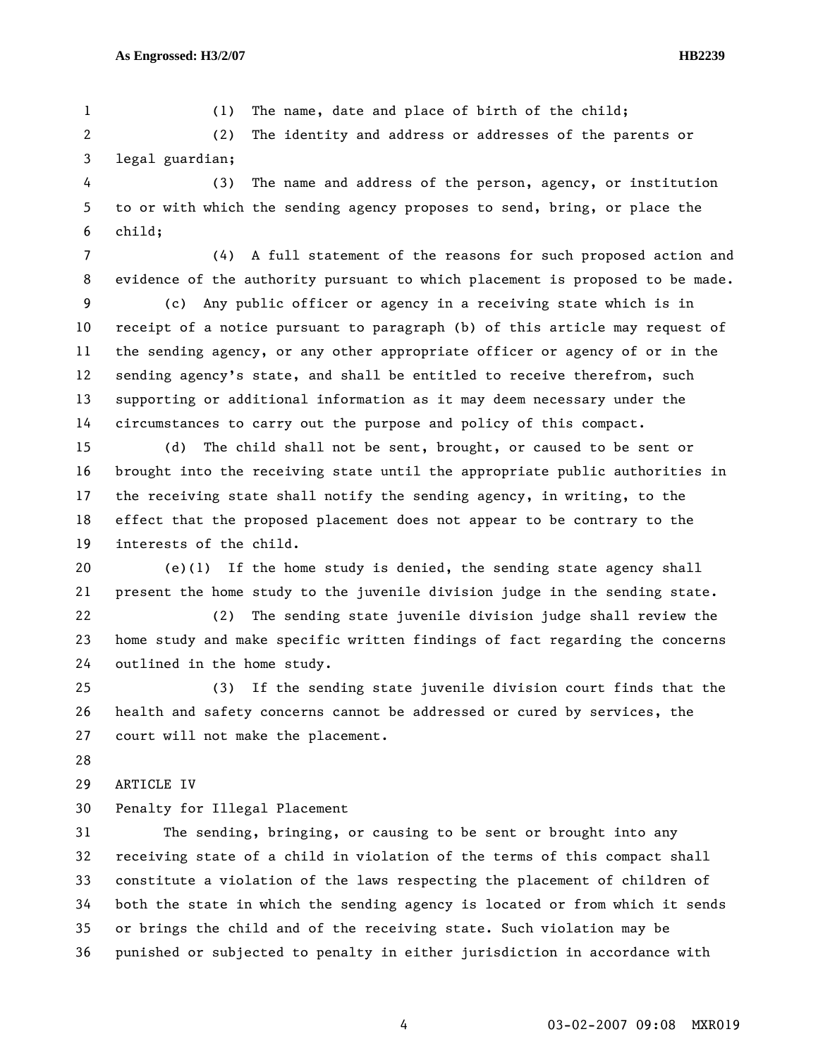(1) The name, date and place of birth of the child;

(2) The identity and address or addresses of the parents or legal guardian;

(3) The name and address of the person, agency, or institution to or with which the sending agency proposes to send, bring, or place the child;

(4) A full statement of the reasons for such proposed action and evidence of the authority pursuant to which placement is proposed to be made.

(c) Any public officer or agency in a receiving state which is in receipt of a notice pursuant to paragraph (b) of this article may request of the sending agency, or any other appropriate officer or agency of or in the sending agency's state, and shall be entitled to receive therefrom, such supporting or additional information as it may deem necessary under the circumstances to carry out the purpose and policy of this compact.

(d) The child shall not be sent, brought, or caused to be sent or brought into the receiving state until the appropriate public authorities in the receiving state shall notify the sending agency, in writing, to the effect that the proposed placement does not appear to be contrary to the interests of the child.

(e)(1) If the home study is denied, the sending state agency shall present the home study to the juvenile division judge in the sending state.

(2) The sending state juvenile division judge shall review the home study and make specific written findings of fact regarding the concerns outlined in the home study.

(3) If the sending state juvenile division court finds that the health and safety concerns cannot be addressed or cured by services, the court will not make the placement.

ARTICLE IV

Penalty for Illegal Placement

The sending, bringing, or causing to be sent or brought into any receiving state of a child in violation of the terms of this compact shall constitute a violation of the laws respecting the placement of children of both the state in which the sending agency is located or from which it sends or brings the child and of the receiving state. Such violation may be punished or subjected to penalty in either jurisdiction in accordance with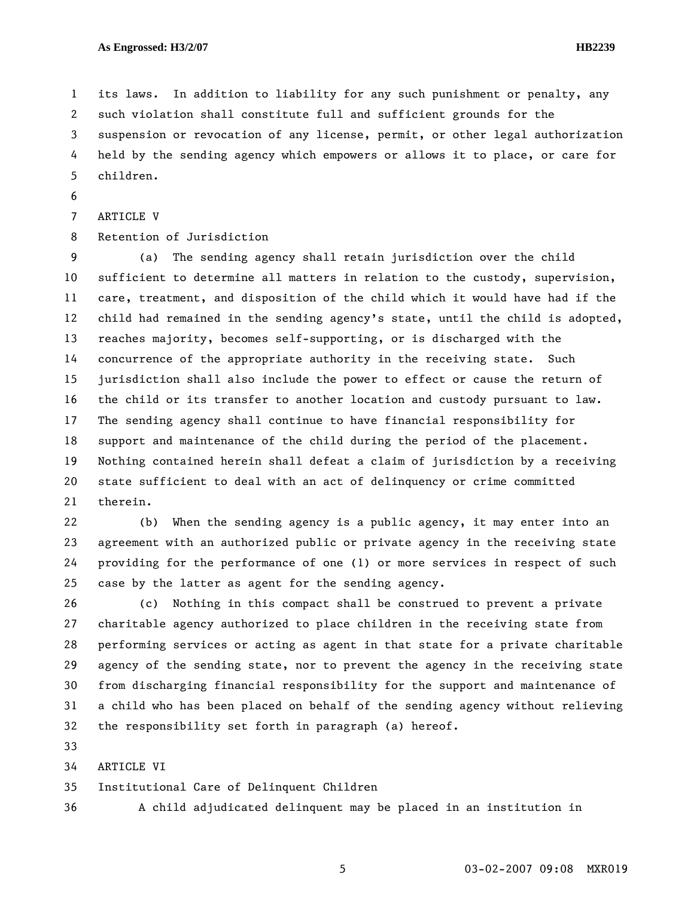its laws. In addition to liability for any such punishment or penalty, any such violation shall constitute full and sufficient grounds for the suspension or revocation of any license, permit, or other legal authorization held by the sending agency which empowers or allows it to place, or care for children.

ARTICLE V

Retention of Jurisdiction

(a) The sending agency shall retain jurisdiction over the child sufficient to determine all matters in relation to the custody, supervision, care, treatment, and disposition of the child which it would have had if the child had remained in the sending agency's state, until the child is adopted, reaches majority, becomes self-supporting, or is discharged with the concurrence of the appropriate authority in the receiving state. Such jurisdiction shall also include the power to effect or cause the return of the child or its transfer to another location and custody pursuant to law. The sending agency shall continue to have financial responsibility for support and maintenance of the child during the period of the placement. Nothing contained herein shall defeat a claim of jurisdiction by a receiving state sufficient to deal with an act of delinquency or crime committed therein.

(b) When the sending agency is a public agency, it may enter into an agreement with an authorized public or private agency in the receiving state providing for the performance of one (1) or more services in respect of such case by the latter as agent for the sending agency.

(c) Nothing in this compact shall be construed to prevent a private charitable agency authorized to place children in the receiving state from performing services or acting as agent in that state for a private charitable agency of the sending state, nor to prevent the agency in the receiving state from discharging financial responsibility for the support and maintenance of a child who has been placed on behalf of the sending agency without relieving the responsibility set forth in paragraph (a) hereof.

ARTICLE VI

Institutional Care of Delinquent Children

A child adjudicated delinquent may be placed in an institution in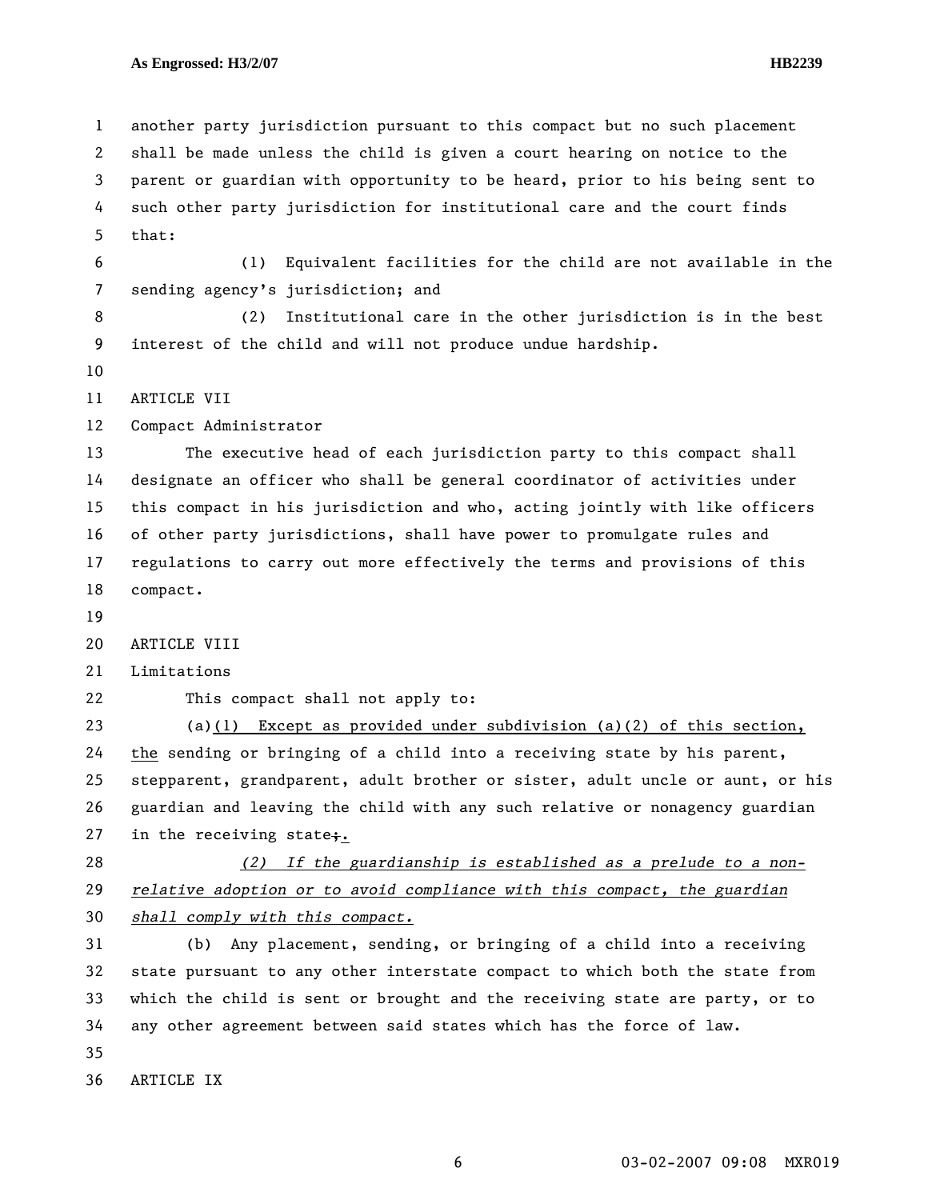another party jurisdiction pursuant to this compact but no such placement shall be made unless the child is given a court hearing on notice to the parent or guardian with opportunity to be heard, prior to his being sent to such other party jurisdiction for institutional care and the court finds that:

(1) Equivalent facilities for the child are not available in the sending agency's jurisdiction; and

(2) Institutional care in the other jurisdiction is in the best interest of the child and will not produce undue hardship.

ARTICLE VII

Compact Administrator

The executive head of each jurisdiction party to this compact shall designate an officer who shall be general coordinator of activities under this compact in his jurisdiction and who, acting jointly with like officers of other party jurisdictions, shall have power to promulgate rules and regulations to carry out more effectively the terms and provisions of this compact.

ARTICLE VIII

Limitations

This compact shall not apply to:

(a)(1) Except as provided under subdivision (a)(2) of this section, the sending or bringing of a child into a receiving state by his parent, stepparent, grandparent, adult brother or sister, adult uncle or aunt, or his guardian and leaving the child with any such relative or nonagency guardian in the receiving state~~;~~.

*(2) If the guardianship is established as a prelude to a non-relative adoption or to avoid compliance with this compact, the guardian shall comply with this compact.*

(b) Any placement, sending, or bringing of a child into a receiving state pursuant to any other interstate compact to which both the state from which the child is sent or brought and the receiving state are party, or to any other agreement between said states which has the force of law.

ARTICLE IX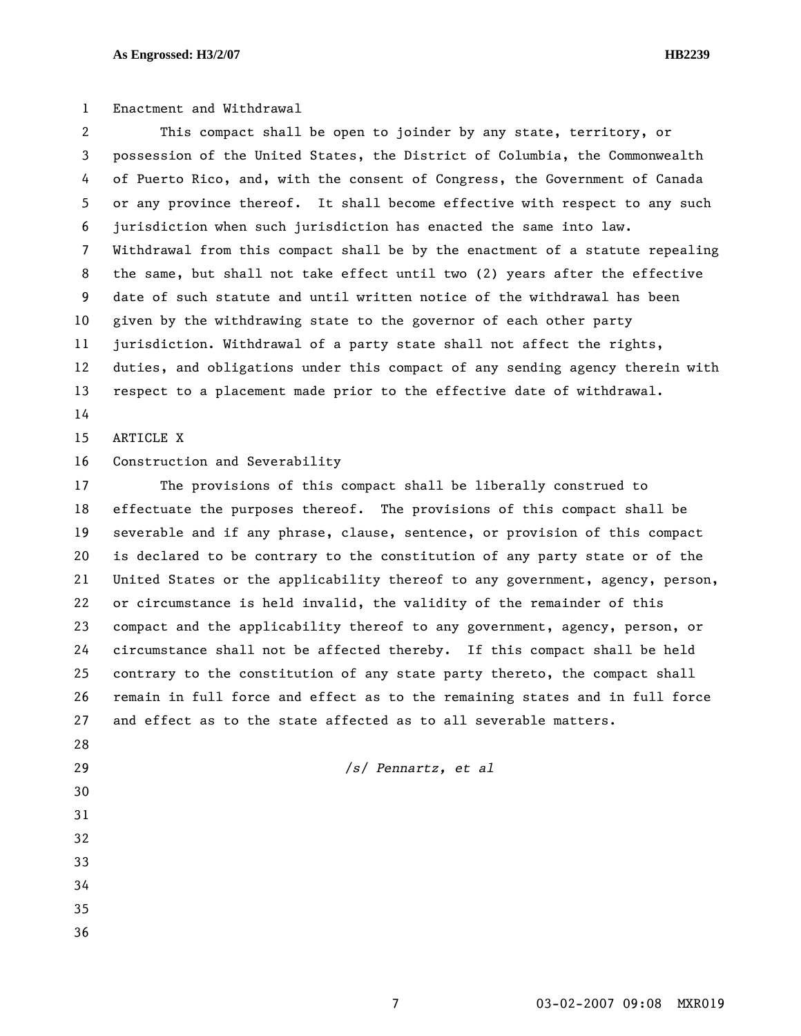Enactment and Withdrawal

This compact shall be open to joinder by any state, territory, or possession of the United States, the District of Columbia, the Commonwealth of Puerto Rico, and, with the consent of Congress, the Government of Canada or any province thereof. It shall become effective with respect to any such jurisdiction when such jurisdiction has enacted the same into law. Withdrawal from this compact shall be by the enactment of a statute repealing the same, but shall not take effect until two (2) years after the effective date of such statute and until written notice of the withdrawal has been given by the withdrawing state to the governor of each other party jurisdiction. Withdrawal of a party state shall not affect the rights, duties, and obligations under this compact of any sending agency therein with respect to a placement made prior to the effective date of withdrawal.

ARTICLE X

Construction and Severability

The provisions of this compact shall be liberally construed to effectuate the purposes thereof. The provisions of this compact shall be severable and if any phrase, clause, sentence, or provision of this compact is declared to be contrary to the constitution of any party state or of the United States or the applicability thereof to any government, agency, person, or circumstance is held invalid, the validity of the remainder of this compact and the applicability thereof to any government, agency, person, or circumstance shall not be affected thereby. If this compact shall be held contrary to the constitution of any state party thereto, the compact shall remain in full force and effect as to the remaining states and in full force and effect as to the state affected as to all severable matters.

*/s/ Pennartz, et al*